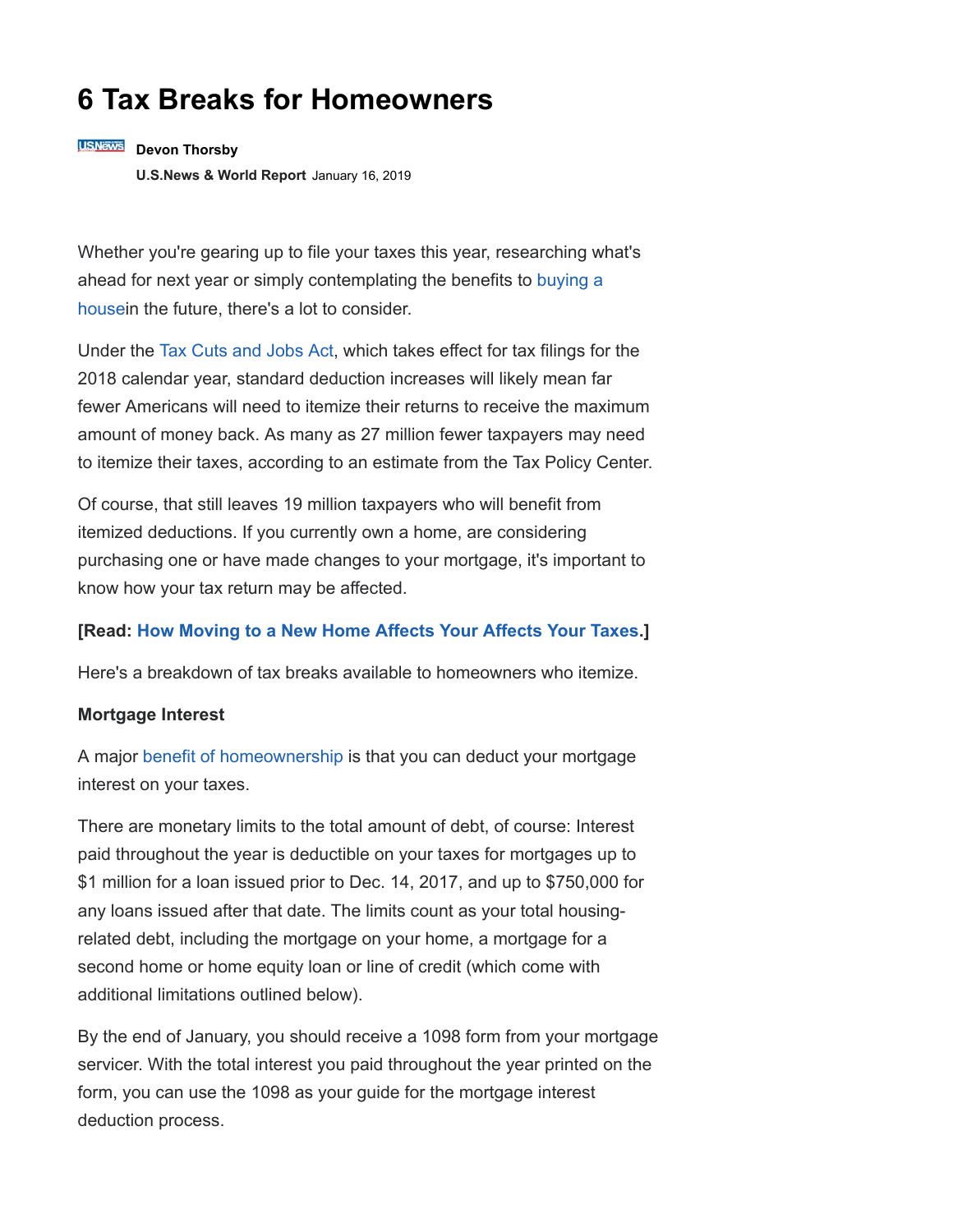# 6 Tax Breaks for Homeowners

**Devon Thorsby**

**U.S.News & World Report** January 16, 2019

Whether you're gearing up to file your taxes this year, researching what's ahead for next year or simply contemplating the benefits to buying a housein the future, there's a lot to consider.

Under the Tax Cuts and Jobs Act, which takes effect for tax filings for the 2018 calendar year, standard deduction increases will likely mean far fewer Americans will need to itemize their returns to receive the maximum amount of money back. As many as 27 million fewer taxpayers may need to itemize their taxes, according to an estimate from the Tax Policy Center.

Of course, that still leaves 19 million taxpayers who will benefit from itemized deductions. If you currently own a home, are considering purchasing one or have made changes to your mortgage, it's important to know how your tax return may be affected.

**[Read: How Moving to a New Home Affects Your Affects Your Taxes.]**

Here's a breakdown of tax breaks available to homeowners who itemize.

**Mortgage Interest**

A major benefit of homeownership is that you can deduct your mortgage interest on your taxes.

There are monetary limits to the total amount of debt, of course: Interest paid throughout the year is deductible on your taxes for mortgages up to $1 million for a loan issued prior to Dec. 14, 2017, and up to $750,000 for any loans issued after that date. The limits count as your total housing-related debt, including the mortgage on your home, a mortgage for a second home or home equity loan or line of credit (which come with additional limitations outlined below).

By the end of January, you should receive a 1098 form from your mortgage servicer. With the total interest you paid throughout the year printed on the form, you can use the 1098 as your guide for the mortgage interest deduction process.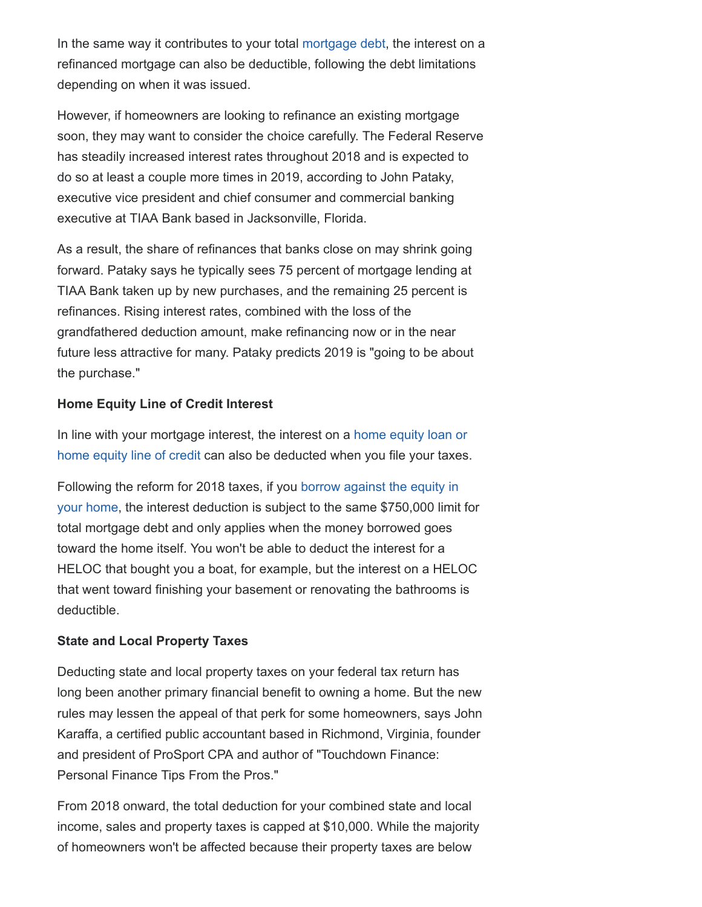In the same way it contributes to your total mortgage debt, the interest on a refinanced mortgage can also be deductible, following the debt limitations depending on when it was issued.

However, if homeowners are looking to refinance an existing mortgage soon, they may want to consider the choice carefully. The Federal Reserve has steadily increased interest rates throughout 2018 and is expected to do so at least a couple more times in 2019, according to John Pataky, executive vice president and chief consumer and commercial banking executive at TIAA Bank based in Jacksonville, Florida.

As a result, the share of refinances that banks close on may shrink going forward. Pataky says he typically sees 75 percent of mortgage lending at TIAA Bank taken up by new purchases, and the remaining 25 percent is refinances. Rising interest rates, combined with the loss of the grandfathered deduction amount, make refinancing now or in the near future less attractive for many. Pataky predicts 2019 is "going to be about the purchase."

**Home Equity Line of Credit Interest**

In line with your mortgage interest, the interest on a home equity loan or home equity line of credit can also be deducted when you file your taxes.

Following the reform for 2018 taxes, if you borrow against the equity in your home, the interest deduction is subject to the same $750,000 limit for total mortgage debt and only applies when the money borrowed goes toward the home itself. You won't be able to deduct the interest for a HELOC that bought you a boat, for example, but the interest on a HELOC that went toward finishing your basement or renovating the bathrooms is deductible.

**State and Local Property Taxes**

Deducting state and local property taxes on your federal tax return has long been another primary financial benefit to owning a home. But the new rules may lessen the appeal of that perk for some homeowners, says John Karaffa, a certified public accountant based in Richmond, Virginia, founder and president of ProSport CPA and author of "Touchdown Finance: Personal Finance Tips From the Pros."

From 2018 onward, the total deduction for your combined state and local income, sales and property taxes is capped at $10,000. While the majority of homeowners won't be affected because their property taxes are below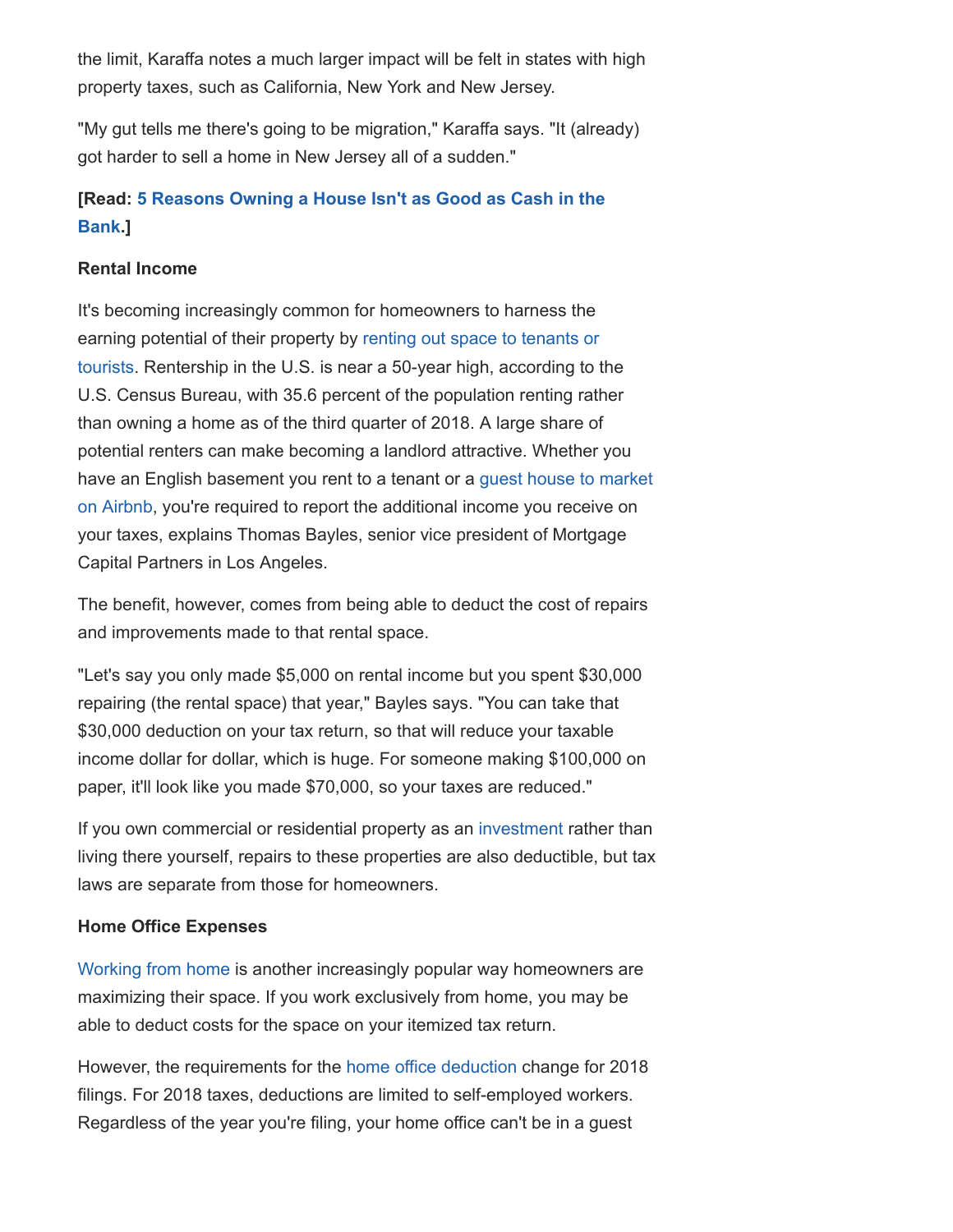the limit, Karaffa notes a much larger impact will be felt in states with high property taxes, such as California, New York and New Jersey.

"My gut tells me there's going to be migration," Karaffa says. "It (already) got harder to sell a home in New Jersey all of a sudden."

**[Read: 5 Reasons Owning a House Isn't as Good as Cash in the Bank.]**

**Rental Income**

It's becoming increasingly common for homeowners to harness the earning potential of their property by renting out space to tenants or tourists. Rentership in the U.S. is near a 50-year high, according to the U.S. Census Bureau, with 35.6 percent of the population renting rather than owning a home as of the third quarter of 2018. A large share of potential renters can make becoming a landlord attractive. Whether you have an English basement you rent to a tenant or a guest house to market on Airbnb, you're required to report the additional income you receive on your taxes, explains Thomas Bayles, senior vice president of Mortgage Capital Partners in Los Angeles.

The benefit, however, comes from being able to deduct the cost of repairs and improvements made to that rental space.

"Let's say you only made $5,000 on rental income but you spent $30,000 repairing (the rental space) that year," Bayles says. "You can take that $30,000 deduction on your tax return, so that will reduce your taxable income dollar for dollar, which is huge. For someone making $100,000 on paper, it'll look like you made $70,000, so your taxes are reduced."

If you own commercial or residential property as an investment rather than living there yourself, repairs to these properties are also deductible, but tax laws are separate from those for homeowners.

**Home Office Expenses**

Working from home is another increasingly popular way homeowners are maximizing their space. If you work exclusively from home, you may be able to deduct costs for the space on your itemized tax return.

However, the requirements for the home office deduction change for 2018 filings. For 2018 taxes, deductions are limited to self-employed workers. Regardless of the year you're filing, your home office can't be in a guest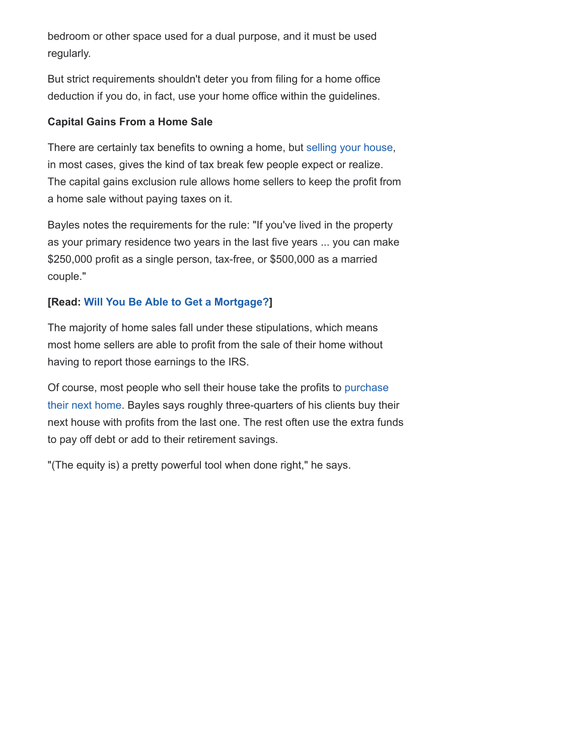bedroom or other space used for a dual purpose, and it must be used regularly.

But strict requirements shouldn't deter you from filing for a home office deduction if you do, in fact, use your home office within the guidelines.

**Capital Gains From a Home Sale**

There are certainly tax benefits to owning a home, but selling your house, in most cases, gives the kind of tax break few people expect or realize. The capital gains exclusion rule allows home sellers to keep the profit from a home sale without paying taxes on it.

Bayles notes the requirements for the rule: "If you've lived in the property as your primary residence two years in the last five years ... you can make $250,000 profit as a single person, tax-free, or $500,000 as a married couple."

**[Read: Will You Be Able to Get a Mortgage?]**

The majority of home sales fall under these stipulations, which means most home sellers are able to profit from the sale of their home without having to report those earnings to the IRS.

Of course, most people who sell their house take the profits to purchase their next home. Bayles says roughly three-quarters of his clients buy their next house with profits from the last one. The rest often use the extra funds to pay off debt or add to their retirement savings.

"(The equity is) a pretty powerful tool when done right," he says.